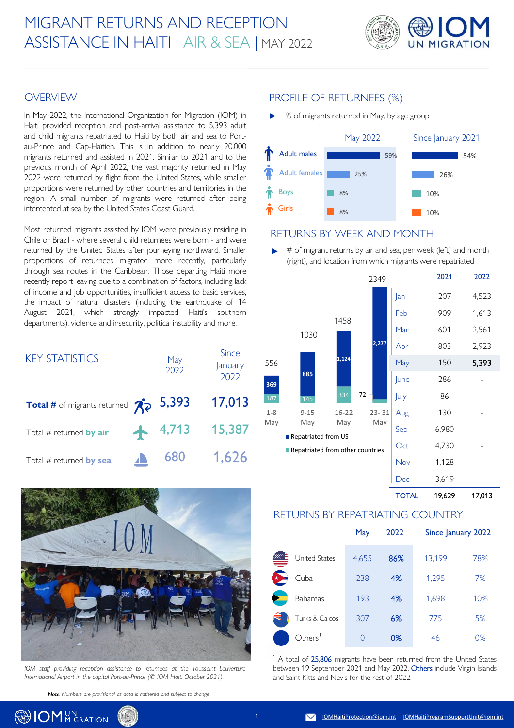# MIGRANT RETURNS AND RECEPTION ASSISTANCE IN HAITI | AIR & SEA | MAY 2022

## OVERVIEW

In May 2022, the International Organization for Migration (IOM) in Haiti provided reception and post-arrival assistance to 5,393 adult and child migrants repatriated to Haiti by both air and sea to Port-au-Prince and Cap-Haïtien. This is in addition to nearly 20,000 migrants returned and assisted in 2021. Similar to 2021 and to the previous month of April 2022, the vast majority returned in May 2022 were returned by flight from the United States, while smaller proportions were returned by other countries and territories in the region. A small number of migrants were returned after being intercepted at sea by the United States Coast Guard.

Most returned migrants assisted by IOM were previously residing in Chile or Brazil - where several child returnees were born - and were returned by the United States after journeying northward. Smaller proportions of returnees migrated more recently, particularly through sea routes in the Caribbean. Those departing Haiti more recently report leaving due to a combination of factors, including lack of income and job opportunities, insufficient access to basic services, the impact of natural disasters (including the earthquake of 14 August 2021, which strongly impacted Haiti's southern departments), violence and insecurity, political instability and more.

## KEY STATISTICS

| | May 2022 | Since January 2022 |
|---|---|---|
| **Total #** of migrants returned | 5,393 | 17,013 |
| Total # returned **by air** | 4,713 | 15,387 |
| Total # returned **by sea** | 680 | 1,626 |

*IOM staff providing reception assistance to returnees at the Toussaint Louverture International Airport in the capital Port-au-Prince (© IOM Haiti October 2021).*

***Note**: Numbers are provisional as data is gathered and subject to change*

## PROFILE OF RETURNEES (%)

▶ % of migrants returned in May, by age group

| | May 2022 | Since January 2021 |
|---|---|---|
| Adult males | 59% | 54% |
| Adult females | 25% | 26% |
| Boys | 8% | 10% |
| Girls | 8% | 10% |

## RETURNS BY WEEK AND MONTH

▶ # of migrant returns by air and sea, per week (left) and month (right), and location from which migrants were repatriated

| Week | Repatriated from US | Repatriated from other countries | Total |
|---|---|---|---|
| 1-8 May | 369 | 187 | 556 |
| 9-15 May | 885 | 145 | 1030 |
| 16-22 May | 1,124 | 334 | 1458 |
| 23- 31 May | 2,277 | 72 | 2349 |

| Month | 2021 | 2022 |
|---|---|---|
| Jan | 207 | 4,523 |
| Feb | 909 | 1,613 |
| Mar | 601 | 2,561 |
| Apr | 803 | 2,923 |
| May | 150 | 5,393 |
| June | 286 | - |
| July | 86 | - |
| Aug | 130 | - |
| Sep | 6,980 | - |
| Oct | 4,730 | - |
| Nov | 1,128 | - |
| Dec | 3,619 | - |
| TOTAL | 19,629 | 17,013 |

## RETURNS BY REPATRIATING COUNTRY

| | May 2022 | | Since January 2022 | |
|---|---|---|---|---|
| United States | 4,655 | 86% | 13,199 | 78% |
| Cuba | 238 | 4% | 1,295 | 7% |
| Bahamas | 193 | 4% | 1,698 | 10% |
| Turks & Caicos | 307 | 6% | 775 | 5% |
| Others[1] | 0 | 0% | 46 | 0% |

[1] A total of 25,806 migrants have been returned from the United States between 19 September 2021 and May 2022. Others include Virgin Islands and Saint Kitts and Nevis for the rest of 2022.

IOMHaitiProtection@iom.int | IOMHaitiProgramSupportUnit@iom.int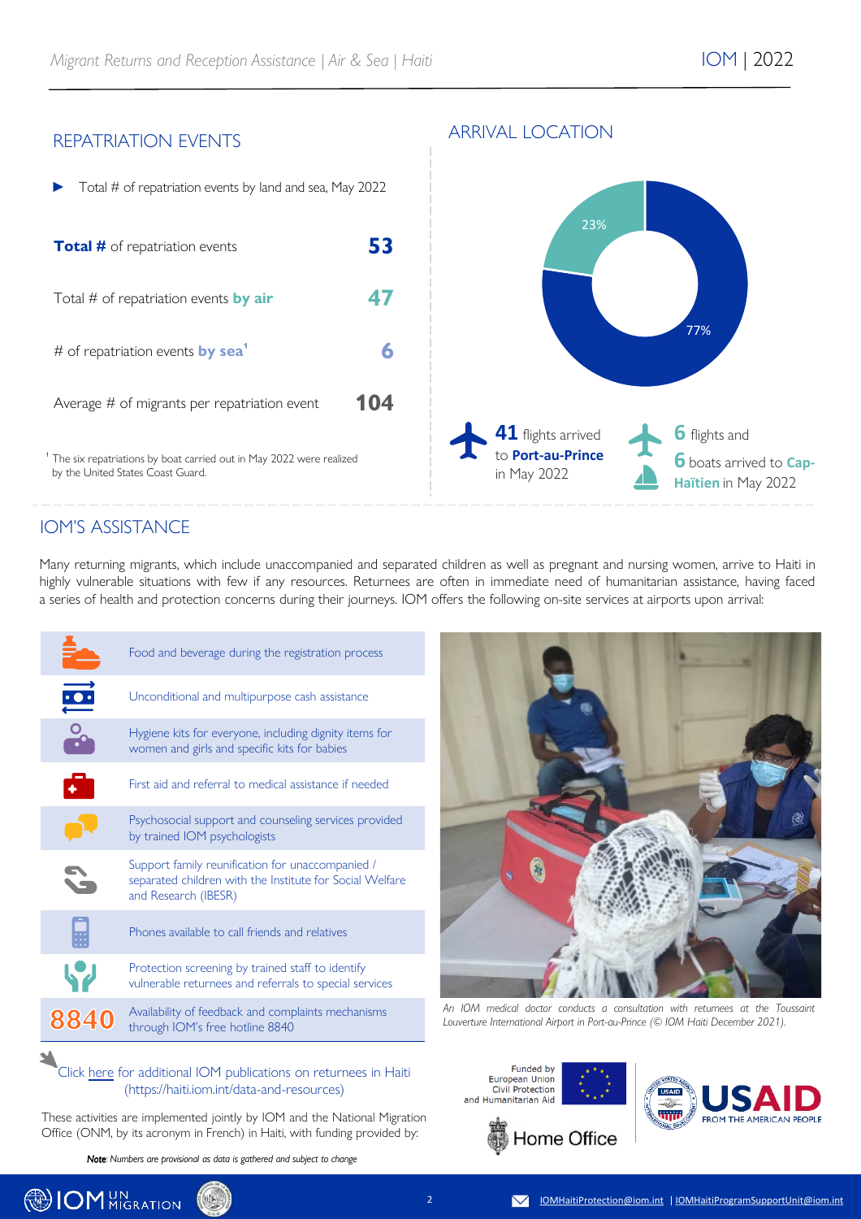## REPATRIATION EVENTS

▶ Total # of repatriation events by land and sea, May 2022

| | |
|---|---|
| **Total #** of repatriation events | **53** |
| Total # of repatriation events **by air** | **47** |
| # of repatriation events **by sea**[1] | **6** |
| Average # of migrants per repatriation event | **104** |

[1] The six repatriations by boat carried out in May 2022 were realized by the United States Coast Guard.

## ARRIVAL LOCATION

23%

77%

**41** flights arrived to **Port-au-Prince** in May 2022

**6** flights and **6** boats arrived to **Cap-Haïtien** in May 2022

## IOM'S ASSISTANCE

Many returning migrants, which include unaccompanied and separated children as well as pregnant and nursing women, arrive to Haiti in highly vulnerable situations with few if any resources. Returnees are often in immediate need of humanitarian assistance, having faced a series of health and protection concerns during their journeys. IOM offers the following on-site services at airports upon arrival:

- Food and beverage during the registration process
- Unconditional and multipurpose cash assistance
- Hygiene kits for everyone, including dignity items for women and girls and specific kits for babies
- First aid and referral to medical assistance if needed
- Psychosocial support and counseling services provided by trained IOM psychologists
- Support family reunification for unaccompanied / separated children with the Institute for Social Welfare and Research (IBESR)
- Phones available to call friends and relatives
- Protection screening by trained staff to identify vulnerable returnees and referrals to special services
- 8840 — Availability of feedback and complaints mechanisms through IOM's free hotline 8840

*An IOM medical doctor conducts a consultation with returnees at the Toussaint Louverture International Airport in Port-au-Prince (© IOM Haiti December 2021).*

Click here for additional IOM publications on returnees in Haiti (https://haiti.iom.int/data-and-resources)

These activities are implemented jointly by IOM and the National Migration Office (ONM, by its acronym in French) in Haiti, with funding provided by:

Funded by European Union Civil Protection and Humanitarian Aid

Home Office

USAID FROM THE AMERICAN PEOPLE

***Note**: Numbers are provisional as data is gathered and subject to change*

IOMHaitiProtection@iom.int | IOMHaitiProgramSupportUnit@iom.int